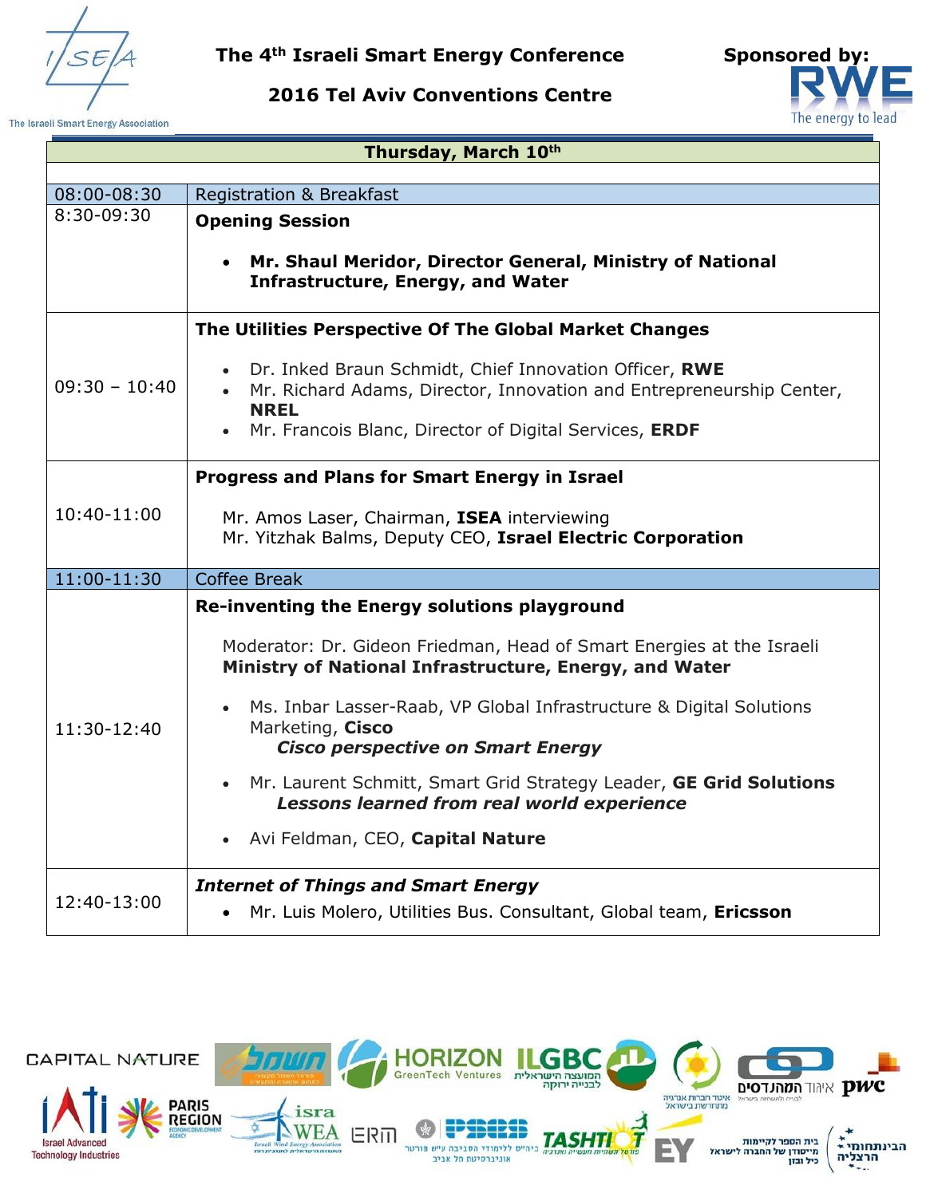The Israeli Smart Energy Association

# The 4th Israeli Smart Energy Conference

## 2016 Tel Aviv Conventions Centre

Sponsored by: RWE The energy to lead

| Thursday, March 10th | |
|---|---|
| 08:00-08:30 | Registration & Breakfast |
| 8:30-09:30 | **Opening Session**<br><br>• **Mr. Shaul Meridor, Director General, Ministry of National Infrastructure, Energy, and Water** |
| 09:30 – 10:40 | **The Utilities Perspective Of The Global Market Changes**<br><br>• Dr. Inked Braun Schmidt, Chief Innovation Officer, **RWE**<br>• Mr. Richard Adams, Director, Innovation and Entrepreneurship Center, **NREL**<br>• Mr. Francois Blanc, Director of Digital Services, **ERDF** |
| 10:40-11:00 | **Progress and Plans for Smart Energy in Israel**<br><br>Mr. Amos Laser, Chairman, **ISEA** interviewing<br>Mr. Yitzhak Balms, Deputy CEO, **Israel Electric Corporation** |
| 11:00-11:30 | Coffee Break |
| 11:30-12:40 | **Re-inventing the Energy solutions playground**<br><br>Moderator: Dr. Gideon Friedman, Head of Smart Energies at the Israeli **Ministry of National Infrastructure, Energy, and Water**<br><br>• Ms. Inbar Lasser-Raab, VP Global Infrastructure & Digital Solutions Marketing, **Cisco**<br>***Cisco perspective on Smart Energy***<br><br>• Mr. Laurent Schmitt, Smart Grid Strategy Leader, **GE Grid Solutions**<br>***Lessons learned from real world experience***<br><br>• Avi Feldman, CEO, **Capital Nature** |
| 12:40-13:00 | ***Internet of Things and Smart Energy***<br>• Mr. Luis Molero, Utilities Bus. Consultant, Global team, **Ericsson** |

CAPITAL NATURE · HORIZON GreenTech Ventures · ILGBC · pwc · Israel Advanced Technology Industries · PARIS REGION · isra WEA · ERM · TASHTIOT · EY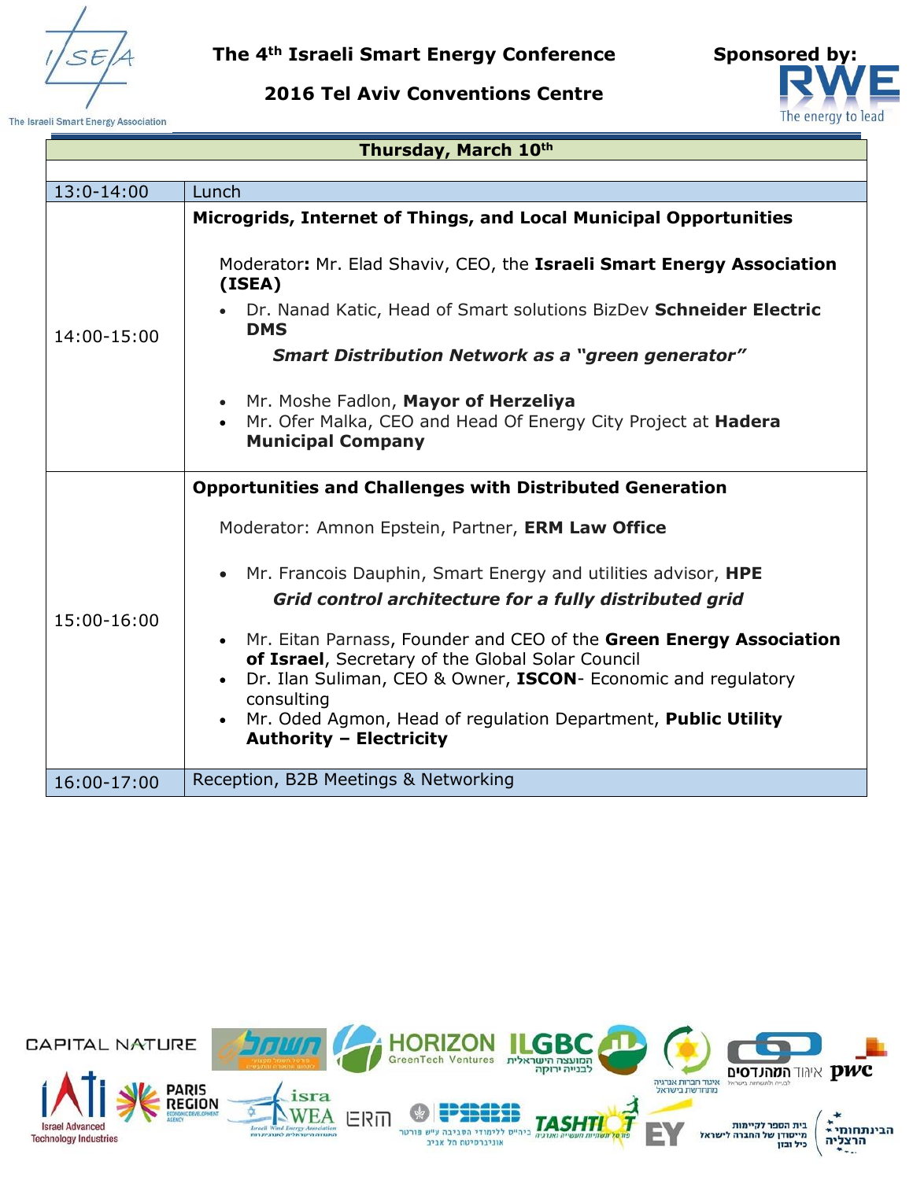**The 4th Israeli Smart Energy Conference**

**2016 Tel Aviv Conventions Centre**

**Sponsored by:**

| Thursday, March 10th | |
|---|---|
| 13:0-14:00 | Lunch |
| 14:00-15:00 | **Microgrids, Internet of Things, and Local Municipal Opportunities**<br><br>Moderator**:** Mr. Elad Shaviv, CEO, the **Israeli Smart Energy Association (ISEA)**<br>• Dr. Nanad Katic, Head of Smart solutions BizDev **Schneider Electric DMS**<br>***Smart Distribution Network as a "green generator"***<br>• Mr. Moshe Fadlon, **Mayor of Herzeliya**<br>• Mr. Ofer Malka, CEO and Head Of Energy City Project at **Hadera Municipal Company** |
| 15:00-16:00 | **Opportunities and Challenges with Distributed Generation**<br><br>Moderator: Amnon Epstein, Partner, **ERM Law Office**<br>• Mr. Francois Dauphin, Smart Energy and utilities advisor, **HPE**<br>***Grid control architecture for a fully distributed grid***<br>• Mr. Eitan Parnass, Founder and CEO of the **Green Energy Association of Israel**, Secretary of the Global Solar Council<br>• Dr. Ilan Suliman, CEO & Owner, **ISCON**- Economic and regulatory consulting<br>• Mr. Oded Agmon, Head of regulation Department, **Public Utility Authority – Electricity** |
| 16:00-17:00 | Reception, B2B Meetings & Networking |